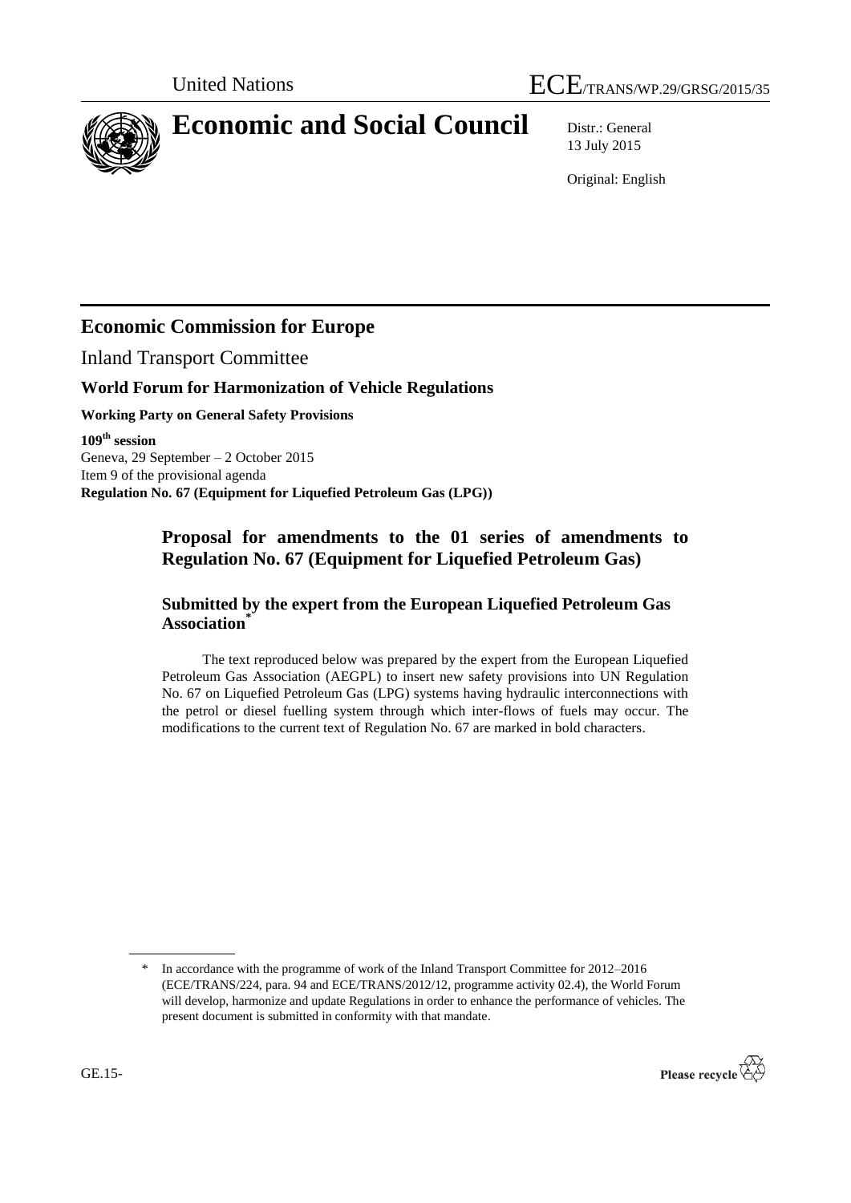United Nations

ECE/TRANS/WP.29/GRSG/2015/35

# Economic and Social Council

Distr.: General
13 July 2015

Original: English

## Economic Commission for Europe

Inland Transport Committee

### World Forum for Harmonization of Vehicle Regulations

**Working Party on General Safety Provisions**

**109th session**
Geneva, 29 September – 2 October 2015
Item 9 of the provisional agenda
**Regulation No. 67 (Equipment for Liquefied Petroleum Gas (LPG))**

### Proposal for amendments to the 01 series of amendments to Regulation No. 67 (Equipment for Liquefied Petroleum Gas)

### Submitted by the expert from the European Liquefied Petroleum Gas Association*

The text reproduced below was prepared by the expert from the European Liquefied Petroleum Gas Association (AEGPL) to insert new safety provisions into UN Regulation No. 67 on Liquefied Petroleum Gas (LPG) systems having hydraulic interconnections with the petrol or diesel fuelling system through which inter-flows of fuels may occur. The modifications to the current text of Regulation No. 67 are marked in bold characters.

\* In accordance with the programme of work of the Inland Transport Committee for 2012–2016 (ECE/TRANS/224, para. 94 and ECE/TRANS/2012/12, programme activity 02.4), the World Forum will develop, harmonize and update Regulations in order to enhance the performance of vehicles. The present document is submitted in conformity with that mandate.

GE.15-

Please recycle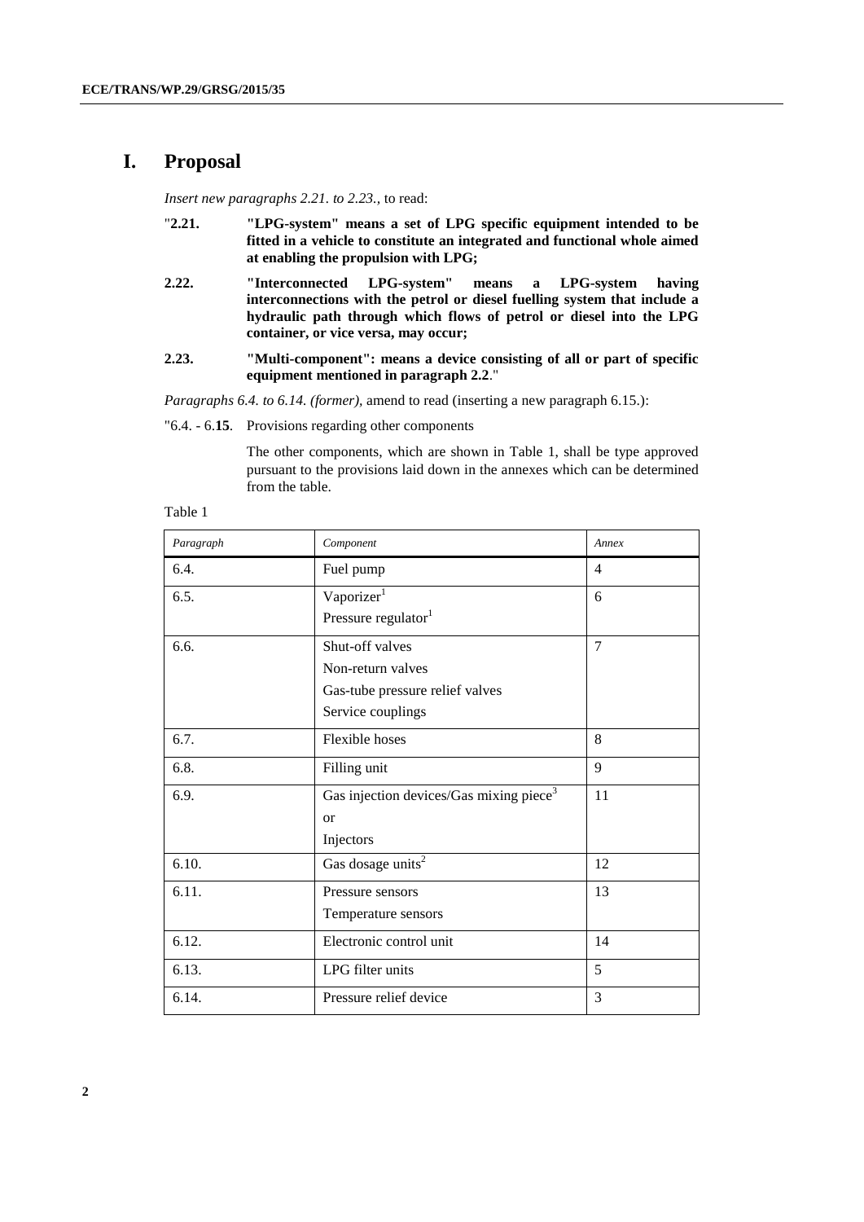# I. Proposal

*Insert new paragraphs 2.21. to 2.23.*, to read:

"**2.21. "LPG-system" means a set of LPG specific equipment intended to be fitted in a vehicle to constitute an integrated and functional whole aimed at enabling the propulsion with LPG;**

**2.22. "Interconnected LPG-system" means a LPG-system having interconnections with the petrol or diesel fuelling system that include a hydraulic path through which flows of petrol or diesel into the LPG container, or vice versa, may occur;**

**2.23. "Multi-component": means a device consisting of all or part of specific equipment mentioned in paragraph 2.2**."

*Paragraphs 6.4. to 6.14. (former)*, amend to read (inserting a new paragraph 6.15.):

"6.4. - 6.**15**. Provisions regarding other components

The other components, which are shown in Table 1, shall be type approved pursuant to the provisions laid down in the annexes which can be determined from the table.

Table 1

| *Paragraph* | *Component* | *Annex* |
|---|---|---|
| 6.4. | Fuel pump | 4 |
| 6.5. | Vaporizer[1]<br>Pressure regulator[1] | 6 |
| 6.6. | Shut-off valves<br>Non-return valves<br>Gas-tube pressure relief valves<br>Service couplings | 7 |
| 6.7. | Flexible hoses | 8 |
| 6.8. | Filling unit | 9 |
| 6.9. | Gas injection devices/Gas mixing piece[3]<br>or<br>Injectors | 11 |
| 6.10. | Gas dosage units[2] | 12 |
| 6.11. | Pressure sensors<br>Temperature sensors | 13 |
| 6.12. | Electronic control unit | 14 |
| 6.13. | LPG filter units | 5 |
| 6.14. | Pressure relief device | 3 |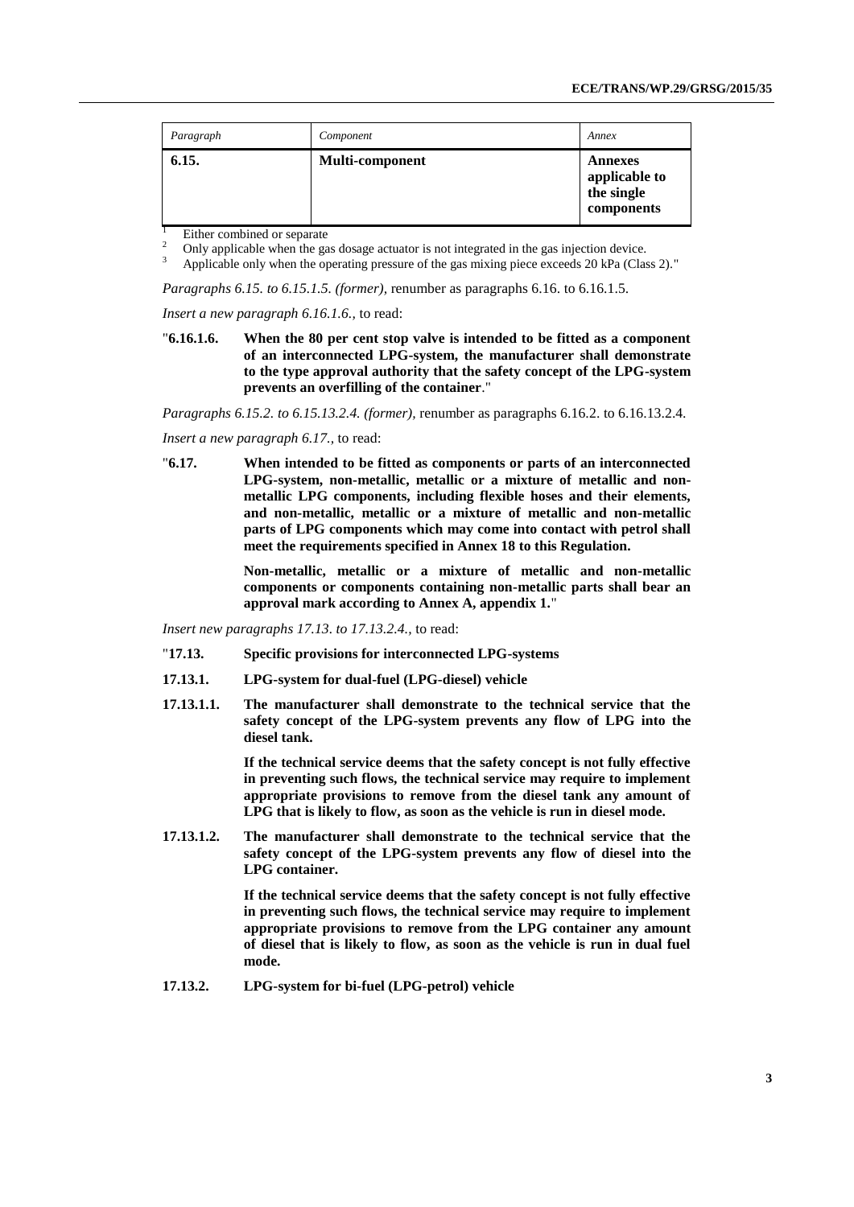| Paragraph | Component | Annex |
| --- | --- | --- |
| **6.15.** | **Multi-component** | **Annexes applicable to the single components** |

[1] Either combined or separate

[2] Only applicable when the gas dosage actuator is not integrated in the gas injection device.

[3] Applicable only when the operating pressure of the gas mixing piece exceeds 20 kPa (Class 2)."

*Paragraphs 6.15. to 6.15.1.5. (former),* renumber as paragraphs 6.16. to 6.16.1.5.

*Insert a new paragraph 6.16.1.6.,* to read:

"**6.16.1.6. When the 80 per cent stop valve is intended to be fitted as a component of an interconnected LPG-system, the manufacturer shall demonstrate to the type approval authority that the safety concept of the LPG-system prevents an overfilling of the container**."

*Paragraphs 6.15.2. to 6.15.13.2.4. (former),* renumber as paragraphs 6.16.2. to 6.16.13.2.4.

*Insert a new paragraph 6.17.,* to read:

"**6.17. When intended to be fitted as components or parts of an interconnected LPG-system, non-metallic, metallic or a mixture of metallic and non-metallic LPG components, including flexible hoses and their elements, and non-metallic, metallic or a mixture of metallic and non-metallic parts of LPG components which may come into contact with petrol shall meet the requirements specified in Annex 18 to this Regulation.**

**Non-metallic, metallic or a mixture of metallic and non-metallic components or components containing non-metallic parts shall bear an approval mark according to Annex A, appendix 1.**"

*Insert new paragraphs 17.13. to 17.13.2.4.,* to read:

"**17.13. Specific provisions for interconnected LPG-systems**

**17.13.1. LPG-system for dual-fuel (LPG-diesel) vehicle**

**17.13.1.1. The manufacturer shall demonstrate to the technical service that the safety concept of the LPG-system prevents any flow of LPG into the diesel tank.**

**If the technical service deems that the safety concept is not fully effective in preventing such flows, the technical service may require to implement appropriate provisions to remove from the diesel tank any amount of LPG that is likely to flow, as soon as the vehicle is run in diesel mode.**

**17.13.1.2. The manufacturer shall demonstrate to the technical service that the safety concept of the LPG-system prevents any flow of diesel into the LPG container.**

**If the technical service deems that the safety concept is not fully effective in preventing such flows, the technical service may require to implement appropriate provisions to remove from the LPG container any amount of diesel that is likely to flow, as soon as the vehicle is run in dual fuel mode.**

**17.13.2. LPG-system for bi-fuel (LPG-petrol) vehicle**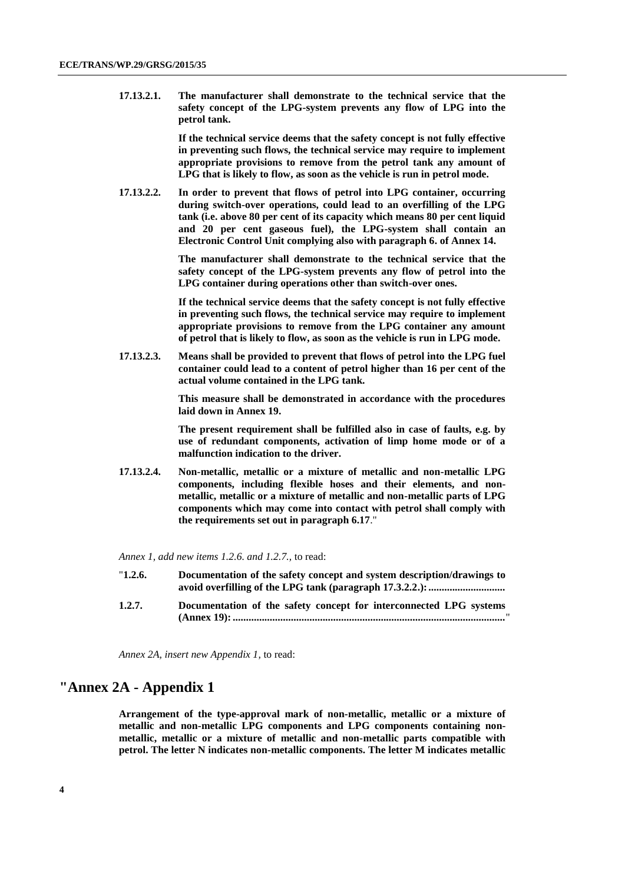**17.13.2.1. The manufacturer shall demonstrate to the technical service that the safety concept of the LPG-system prevents any flow of LPG into the petrol tank.**

**If the technical service deems that the safety concept is not fully effective in preventing such flows, the technical service may require to implement appropriate provisions to remove from the petrol tank any amount of LPG that is likely to flow, as soon as the vehicle is run in petrol mode.**

**17.13.2.2. In order to prevent that flows of petrol into LPG container, occurring during switch-over operations, could lead to an overfilling of the LPG tank (i.e. above 80 per cent of its capacity which means 80 per cent liquid and 20 per cent gaseous fuel), the LPG-system shall contain an Electronic Control Unit complying also with paragraph 6. of Annex 14.**

**The manufacturer shall demonstrate to the technical service that the safety concept of the LPG-system prevents any flow of petrol into the LPG container during operations other than switch-over ones.**

**If the technical service deems that the safety concept is not fully effective in preventing such flows, the technical service may require to implement appropriate provisions to remove from the LPG container any amount of petrol that is likely to flow, as soon as the vehicle is run in LPG mode.**

**17.13.2.3. Means shall be provided to prevent that flows of petrol into the LPG fuel container could lead to a content of petrol higher than 16 per cent of the actual volume contained in the LPG tank.**

**This measure shall be demonstrated in accordance with the procedures laid down in Annex 19.**

**The present requirement shall be fulfilled also in case of faults, e.g. by use of redundant components, activation of limp home mode or of a malfunction indication to the driver.**

**17.13.2.4. Non-metallic, metallic or a mixture of metallic and non-metallic LPG components, including flexible hoses and their elements, and non-metallic, metallic or a mixture of metallic and non-metallic parts of LPG components which may come into contact with petrol shall comply with the requirements set out in paragraph 6.17**."

*Annex 1, add new items 1.2.6. and 1.2.7.,* to read:

"**1.2.6. Documentation of the safety concept and system description/drawings to avoid overfilling of the LPG tank (paragraph 17.3.2.2.): ............................**

**1.2.7. Documentation of the safety concept for interconnected LPG systems (Annex 19): ......................................................................................................**"

*Annex 2A, insert new Appendix 1,* to read:

# "Annex 2A - Appendix 1

**Arrangement of the type-approval mark of non-metallic, metallic or a mixture of metallic and non-metallic LPG components and LPG components containing non-metallic, metallic or a mixture of metallic and non-metallic parts compatible with petrol. The letter N indicates non-metallic components. The letter M indicates metallic**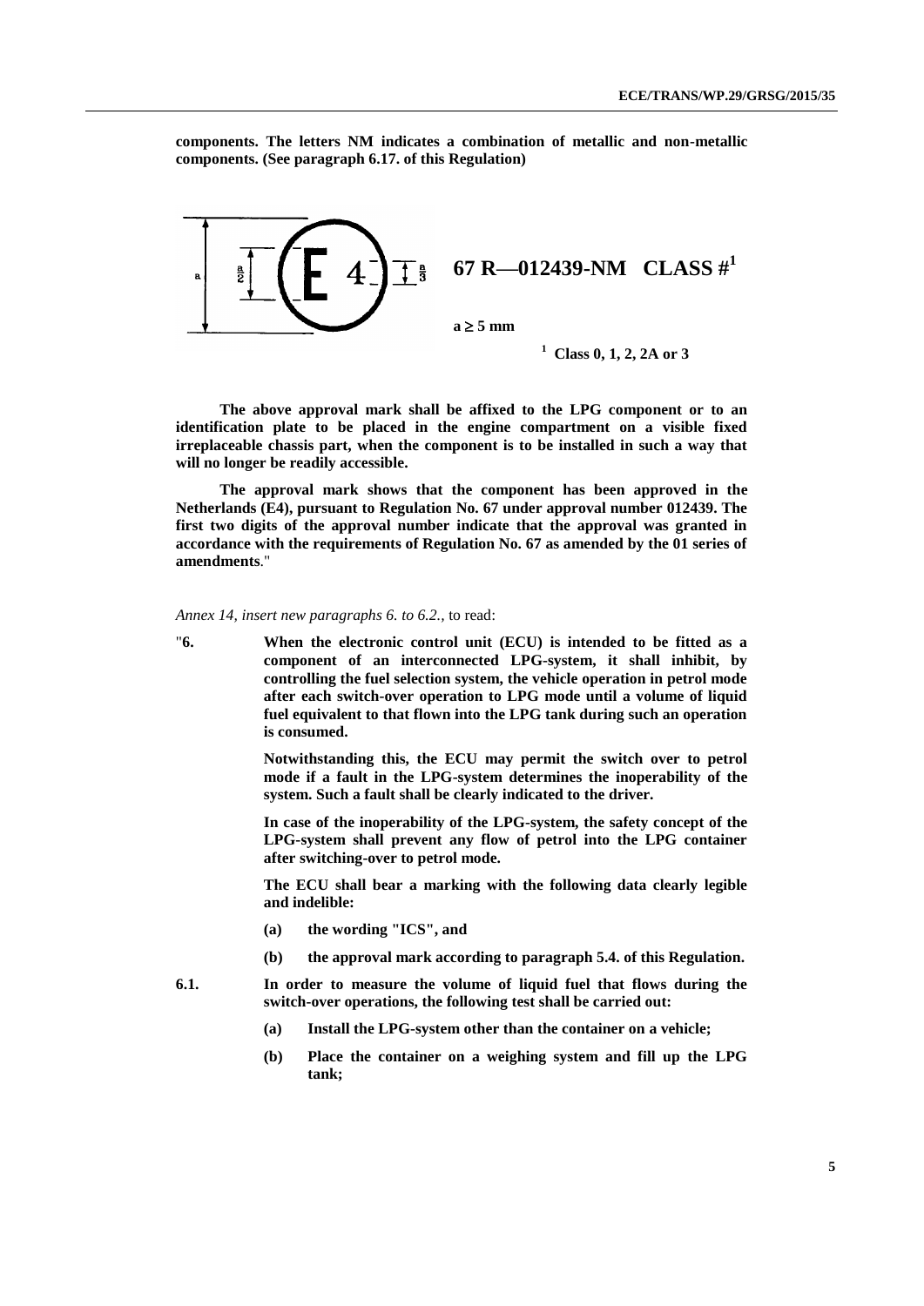**components. The letters NM indicates a combination of metallic and non-metallic components. (See paragraph 6.17. of this Regulation)**

a | a/2 | E 4 | a/3

**67 R—012439-NM CLASS #[1]**

**a ≥ 5 mm**

[1] **Class 0, 1, 2, 2A or 3**

**The above approval mark shall be affixed to the LPG component or to an identification plate to be placed in the engine compartment on a visible fixed irreplaceable chassis part, when the component is to be installed in such a way that will no longer be readily accessible.**

**The approval mark shows that the component has been approved in the Netherlands (E4), pursuant to Regulation No. 67 under approval number 012439. The first two digits of the approval number indicate that the approval was granted in accordance with the requirements of Regulation No. 67 as amended by the 01 series of amendments**."

*Annex 14, insert new paragraphs 6. to 6.2.,* to read:

"**6.** **When the electronic control unit (ECU) is intended to be fitted as a component of an interconnected LPG-system, it shall inhibit, by controlling the fuel selection system, the vehicle operation in petrol mode after each switch-over operation to LPG mode until a volume of liquid fuel equivalent to that flown into the LPG tank during such an operation is consumed.**

**Notwithstanding this, the ECU may permit the switch over to petrol mode if a fault in the LPG-system determines the inoperability of the system. Such a fault shall be clearly indicated to the driver.**

**In case of the inoperability of the LPG-system, the safety concept of the LPG-system shall prevent any flow of petrol into the LPG container after switching-over to petrol mode.**

**The ECU shall bear a marking with the following data clearly legible and indelible:**

**(a) the wording "ICS", and**

**(b) the approval mark according to paragraph 5.4. of this Regulation.**

**6.1.** **In order to measure the volume of liquid fuel that flows during the switch-over operations, the following test shall be carried out:**

**(a) Install the LPG-system other than the container on a vehicle;**

**(b) Place the container on a weighing system and fill up the LPG tank;**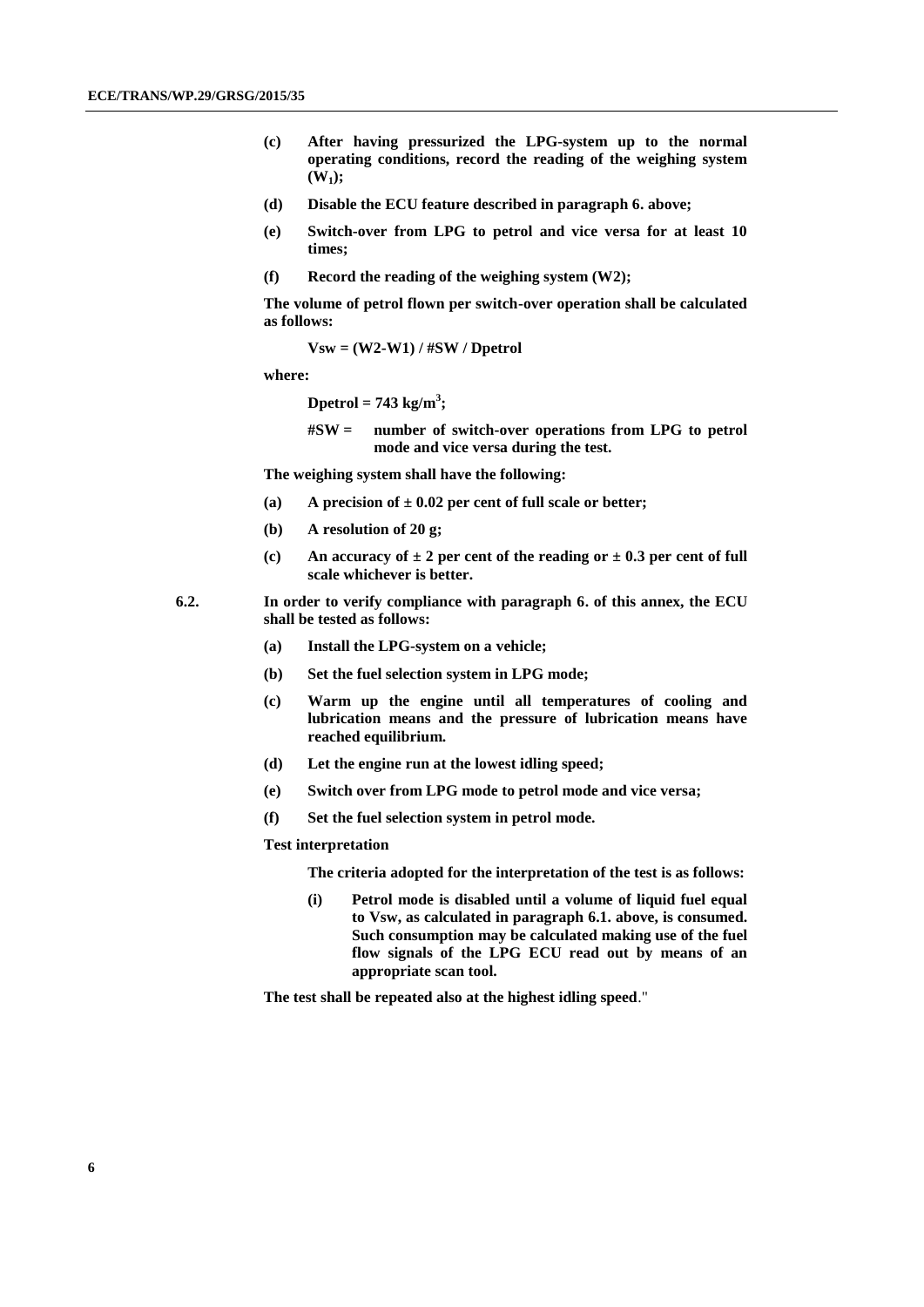**(c) After having pressurized the LPG-system up to the normal operating conditions, record the reading of the weighing system ($W_1$);**

**(d) Disable the ECU feature described in paragraph 6. above;**

**(e) Switch-over from LPG to petrol and vice versa for at least 10 times;**

**(f) Record the reading of the weighing system (W2);**

**The volume of petrol flown per switch-over operation shall be calculated as follows:**

**Vsw = (W2-W1) / #SW / Dpetrol**

**where:**

**Dpetrol = 743 kg/m$^3$;**

**#SW = number of switch-over operations from LPG to petrol mode and vice versa during the test.**

**The weighing system shall have the following:**

**(a) A precision of ± 0.02 per cent of full scale or better;**

**(b) A resolution of 20 g;**

**(c) An accuracy of ± 2 per cent of the reading or ± 0.3 per cent of full scale whichever is better.**

**6.2. In order to verify compliance with paragraph 6. of this annex, the ECU shall be tested as follows:**

**(a) Install the LPG-system on a vehicle;**

**(b) Set the fuel selection system in LPG mode;**

**(c) Warm up the engine until all temperatures of cooling and lubrication means and the pressure of lubrication means have reached equilibrium.**

**(d) Let the engine run at the lowest idling speed;**

**(e) Switch over from LPG mode to petrol mode and vice versa;**

**(f) Set the fuel selection system in petrol mode.**

**Test interpretation**

**The criteria adopted for the interpretation of the test is as follows:**

**(i) Petrol mode is disabled until a volume of liquid fuel equal to Vsw, as calculated in paragraph 6.1. above, is consumed. Such consumption may be calculated making use of the fuel flow signals of the LPG ECU read out by means of an appropriate scan tool.**

**The test shall be repeated also at the highest idling speed**."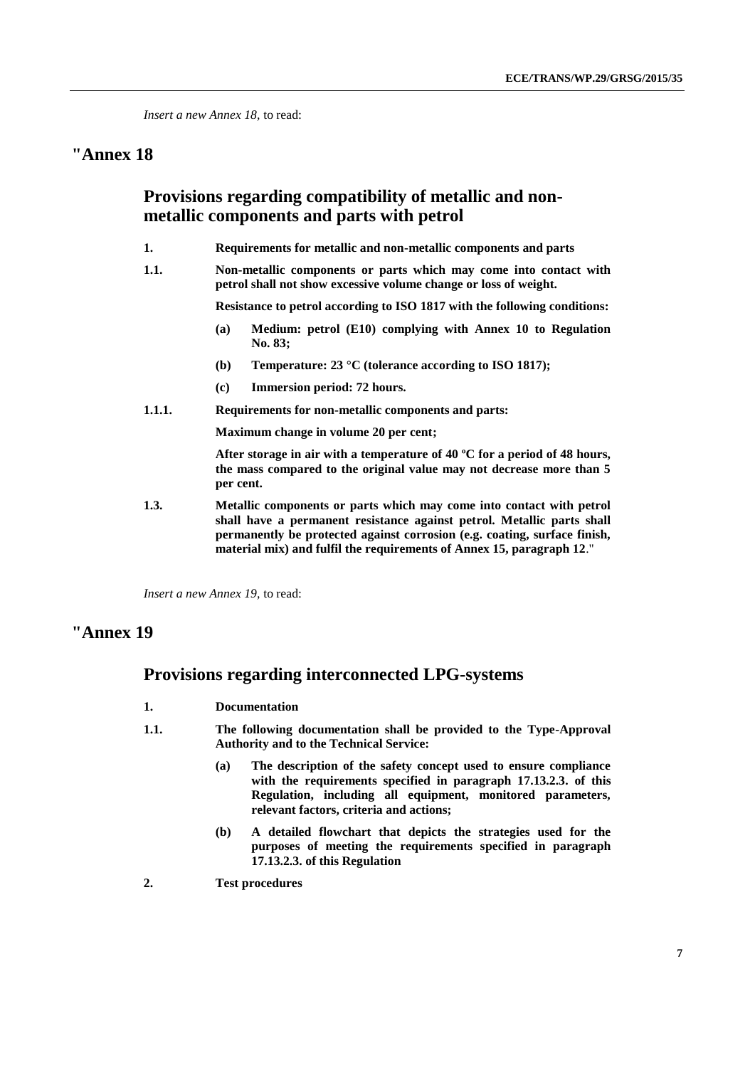*Insert a new Annex 18,* to read:

# "Annex 18

## Provisions regarding compatibility of metallic and non-metallic components and parts with petrol

**1. Requirements for metallic and non-metallic components and parts**

**1.1. Non-metallic components or parts which may come into contact with petrol shall not show excessive volume change or loss of weight.**

**Resistance to petrol according to ISO 1817 with the following conditions:**

**(a) Medium: petrol (E10) complying with Annex 10 to Regulation No. 83;**

**(b) Temperature: 23 °C (tolerance according to ISO 1817);**

**(c) Immersion period: 72 hours.**

**1.1.1. Requirements for non-metallic components and parts:**

**Maximum change in volume 20 per cent;**

**After storage in air with a temperature of 40 ºC for a period of 48 hours, the mass compared to the original value may not decrease more than 5 per cent.**

**1.3. Metallic components or parts which may come into contact with petrol shall have a permanent resistance against petrol. Metallic parts shall permanently be protected against corrosion (e.g. coating, surface finish, material mix) and fulfil the requirements of Annex 15, paragraph 12**."

*Insert a new Annex 19,* to read:

# "Annex 19

## Provisions regarding interconnected LPG-systems

**1. Documentation**

**1.1. The following documentation shall be provided to the Type-Approval Authority and to the Technical Service:**

**(a) The description of the safety concept used to ensure compliance with the requirements specified in paragraph 17.13.2.3. of this Regulation, including all equipment, monitored parameters, relevant factors, criteria and actions;**

**(b) A detailed flowchart that depicts the strategies used for the purposes of meeting the requirements specified in paragraph 17.13.2.3. of this Regulation**

**2. Test procedures**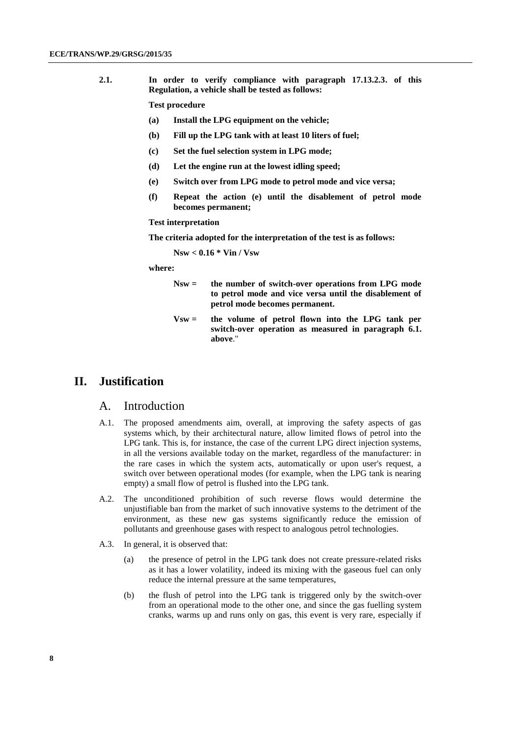**2.1. In order to verify compliance with paragraph 17.13.2.3. of this Regulation, a vehicle shall be tested as follows:**

**Test procedure**

**(a) Install the LPG equipment on the vehicle;**

**(b) Fill up the LPG tank with at least 10 liters of fuel;**

**(c) Set the fuel selection system in LPG mode;**

**(d) Let the engine run at the lowest idling speed;**

**(e) Switch over from LPG mode to petrol mode and vice versa;**

**(f) Repeat the action (e) until the disablement of petrol mode becomes permanent;**

**Test interpretation**

**The criteria adopted for the interpretation of the test is as follows:**

$$Nsw < 0.16 * Vin / Vsw$$

**where:**

**Nsw = the number of switch-over operations from LPG mode to petrol mode and vice versa until the disablement of petrol mode becomes permanent.**

**Vsw = the volume of petrol flown into the LPG tank per switch-over operation as measured in paragraph 6.1. above**."

# II. Justification

## A. Introduction

A.1. The proposed amendments aim, overall, at improving the safety aspects of gas systems which, by their architectural nature, allow limited flows of petrol into the LPG tank. This is, for instance, the case of the current LPG direct injection systems, in all the versions available today on the market, regardless of the manufacturer: in the rare cases in which the system acts, automatically or upon user's request, a switch over between operational modes (for example, when the LPG tank is nearing empty) a small flow of petrol is flushed into the LPG tank.

A.2. The unconditioned prohibition of such reverse flows would determine the unjustifiable ban from the market of such innovative systems to the detriment of the environment, as these new gas systems significantly reduce the emission of pollutants and greenhouse gases with respect to analogous petrol technologies.

A.3. In general, it is observed that:

(a) the presence of petrol in the LPG tank does not create pressure-related risks as it has a lower volatility, indeed its mixing with the gaseous fuel can only reduce the internal pressure at the same temperatures,

(b) the flush of petrol into the LPG tank is triggered only by the switch-over from an operational mode to the other one, and since the gas fuelling system cranks, warms up and runs only on gas, this event is very rare, especially if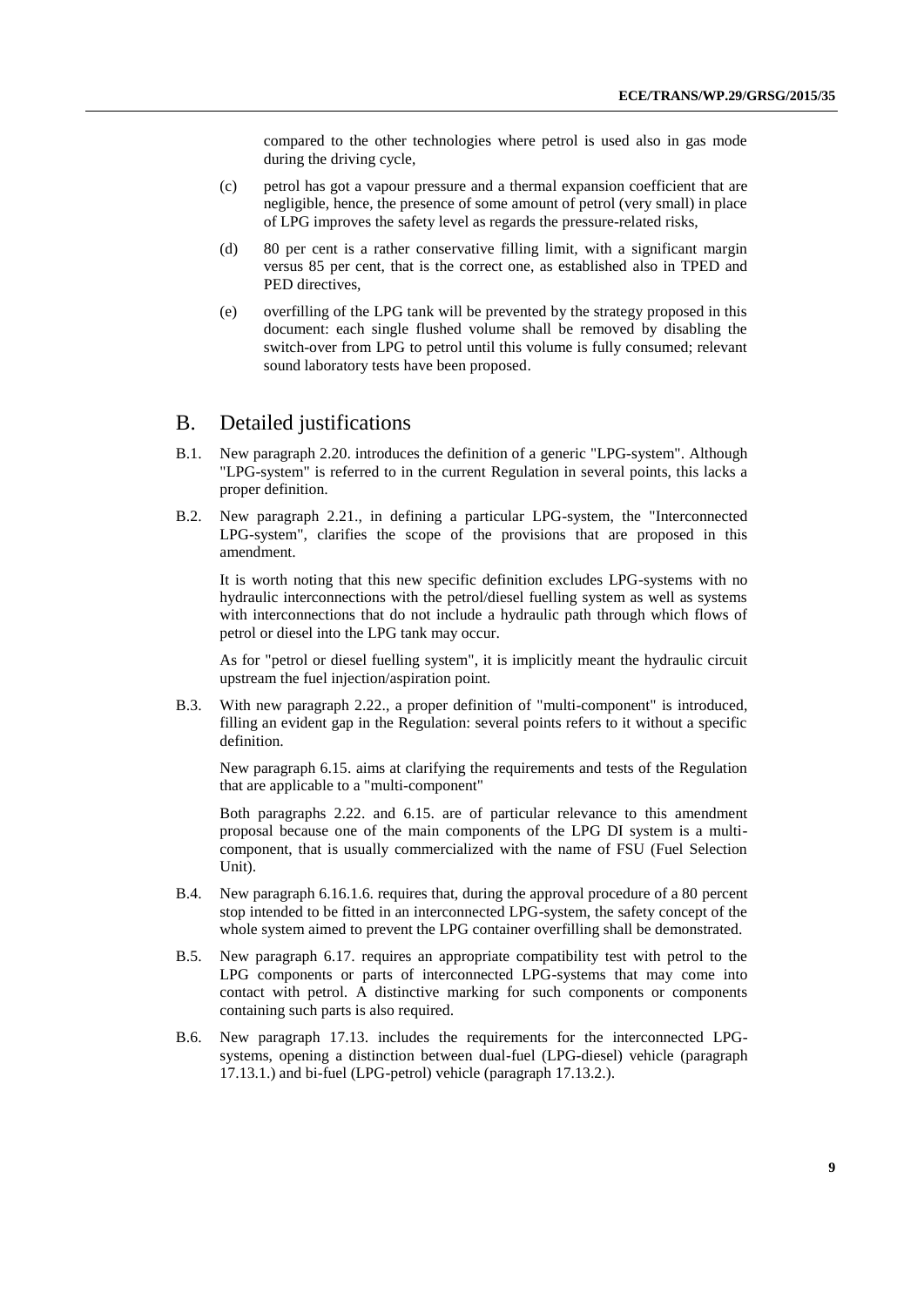compared to the other technologies where petrol is used also in gas mode during the driving cycle,

(c) petrol has got a vapour pressure and a thermal expansion coefficient that are negligible, hence, the presence of some amount of petrol (very small) in place of LPG improves the safety level as regards the pressure-related risks,

(d) 80 per cent is a rather conservative filling limit, with a significant margin versus 85 per cent, that is the correct one, as established also in TPED and PED directives,

(e) overfilling of the LPG tank will be prevented by the strategy proposed in this document: each single flushed volume shall be removed by disabling the switch-over from LPG to petrol until this volume is fully consumed; relevant sound laboratory tests have been proposed.

## B. Detailed justifications

B.1. New paragraph 2.20. introduces the definition of a generic "LPG-system". Although "LPG-system" is referred to in the current Regulation in several points, this lacks a proper definition.

B.2. New paragraph 2.21., in defining a particular LPG-system, the "Interconnected LPG-system", clarifies the scope of the provisions that are proposed in this amendment.

It is worth noting that this new specific definition excludes LPG-systems with no hydraulic interconnections with the petrol/diesel fuelling system as well as systems with interconnections that do not include a hydraulic path through which flows of petrol or diesel into the LPG tank may occur.

As for "petrol or diesel fuelling system", it is implicitly meant the hydraulic circuit upstream the fuel injection/aspiration point.

B.3. With new paragraph 2.22., a proper definition of "multi-component" is introduced, filling an evident gap in the Regulation: several points refers to it without a specific definition.

New paragraph 6.15. aims at clarifying the requirements and tests of the Regulation that are applicable to a "multi-component"

Both paragraphs 2.22. and 6.15. are of particular relevance to this amendment proposal because one of the main components of the LPG DI system is a multi-component, that is usually commercialized with the name of FSU (Fuel Selection Unit).

B.4. New paragraph 6.16.1.6. requires that, during the approval procedure of a 80 percent stop intended to be fitted in an interconnected LPG-system, the safety concept of the whole system aimed to prevent the LPG container overfilling shall be demonstrated.

B.5. New paragraph 6.17. requires an appropriate compatibility test with petrol to the LPG components or parts of interconnected LPG-systems that may come into contact with petrol. A distinctive marking for such components or components containing such parts is also required.

B.6. New paragraph 17.13. includes the requirements for the interconnected LPG-systems, opening a distinction between dual-fuel (LPG-diesel) vehicle (paragraph 17.13.1.) and bi-fuel (LPG-petrol) vehicle (paragraph 17.13.2.).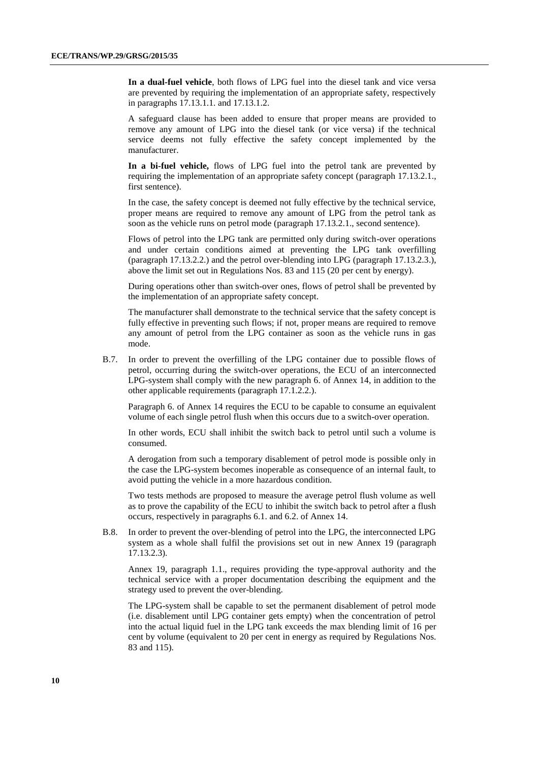**In a dual-fuel vehicle**, both flows of LPG fuel into the diesel tank and vice versa are prevented by requiring the implementation of an appropriate safety, respectively in paragraphs 17.13.1.1. and 17.13.1.2.

A safeguard clause has been added to ensure that proper means are provided to remove any amount of LPG into the diesel tank (or vice versa) if the technical service deems not fully effective the safety concept implemented by the manufacturer.

**In a bi-fuel vehicle,** flows of LPG fuel into the petrol tank are prevented by requiring the implementation of an appropriate safety concept (paragraph 17.13.2.1., first sentence).

In the case, the safety concept is deemed not fully effective by the technical service, proper means are required to remove any amount of LPG from the petrol tank as soon as the vehicle runs on petrol mode (paragraph 17.13.2.1., second sentence).

Flows of petrol into the LPG tank are permitted only during switch-over operations and under certain conditions aimed at preventing the LPG tank overfilling (paragraph 17.13.2.2.) and the petrol over-blending into LPG (paragraph 17.13.2.3.), above the limit set out in Regulations Nos. 83 and 115 (20 per cent by energy).

During operations other than switch-over ones, flows of petrol shall be prevented by the implementation of an appropriate safety concept.

The manufacturer shall demonstrate to the technical service that the safety concept is fully effective in preventing such flows; if not, proper means are required to remove any amount of petrol from the LPG container as soon as the vehicle runs in gas mode.

B.7. In order to prevent the overfilling of the LPG container due to possible flows of petrol, occurring during the switch-over operations, the ECU of an interconnected LPG-system shall comply with the new paragraph 6. of Annex 14, in addition to the other applicable requirements (paragraph 17.1.2.2.).

Paragraph 6. of Annex 14 requires the ECU to be capable to consume an equivalent volume of each single petrol flush when this occurs due to a switch-over operation.

In other words, ECU shall inhibit the switch back to petrol until such a volume is consumed.

A derogation from such a temporary disablement of petrol mode is possible only in the case the LPG-system becomes inoperable as consequence of an internal fault, to avoid putting the vehicle in a more hazardous condition.

Two tests methods are proposed to measure the average petrol flush volume as well as to prove the capability of the ECU to inhibit the switch back to petrol after a flush occurs, respectively in paragraphs 6.1. and 6.2. of Annex 14.

B.8. In order to prevent the over-blending of petrol into the LPG, the interconnected LPG system as a whole shall fulfil the provisions set out in new Annex 19 (paragraph 17.13.2.3).

Annex 19, paragraph 1.1., requires providing the type-approval authority and the technical service with a proper documentation describing the equipment and the strategy used to prevent the over-blending.

The LPG-system shall be capable to set the permanent disablement of petrol mode (i.e. disablement until LPG container gets empty) when the concentration of petrol into the actual liquid fuel in the LPG tank exceeds the max blending limit of 16 per cent by volume (equivalent to 20 per cent in energy as required by Regulations Nos. 83 and 115).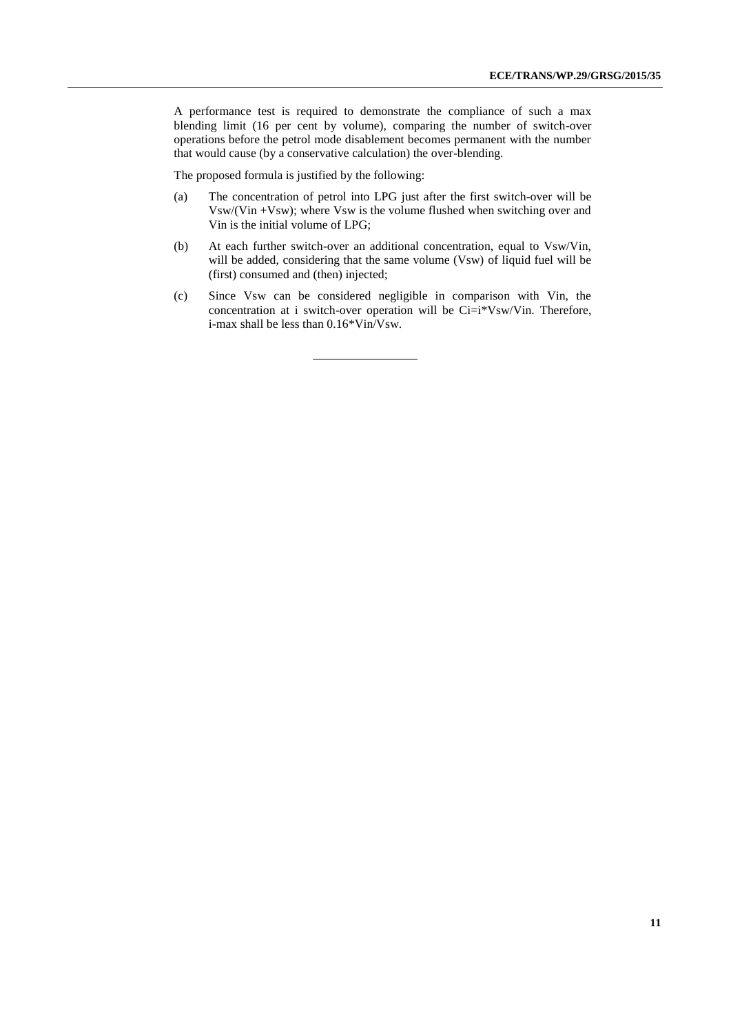A performance test is required to demonstrate the compliance of such a max blending limit (16 per cent by volume), comparing the number of switch-over operations before the petrol mode disablement becomes permanent with the number that would cause (by a conservative calculation) the over-blending.

The proposed formula is justified by the following:

(a) The concentration of petrol into LPG just after the first switch-over will be $V_{sw}/(V_{in} + V_{sw})$; where $V_{sw}$ is the volume flushed when switching over and $V_{in}$ is the initial volume of LPG;

(b) At each further switch-over an additional concentration, equal to $V_{sw}/V_{in}$, will be added, considering that the same volume ($V_{sw}$) of liquid fuel will be (first) consumed and (then) injected;

(c) Since $V_{sw}$ can be considered negligible in comparison with $V_{in}$, the concentration at i switch-over operation will be $C_i = i \cdot V_{sw}/V_{in}$. Therefore, i-max shall be less than $0.16 \cdot V_{in}/V_{sw}$.